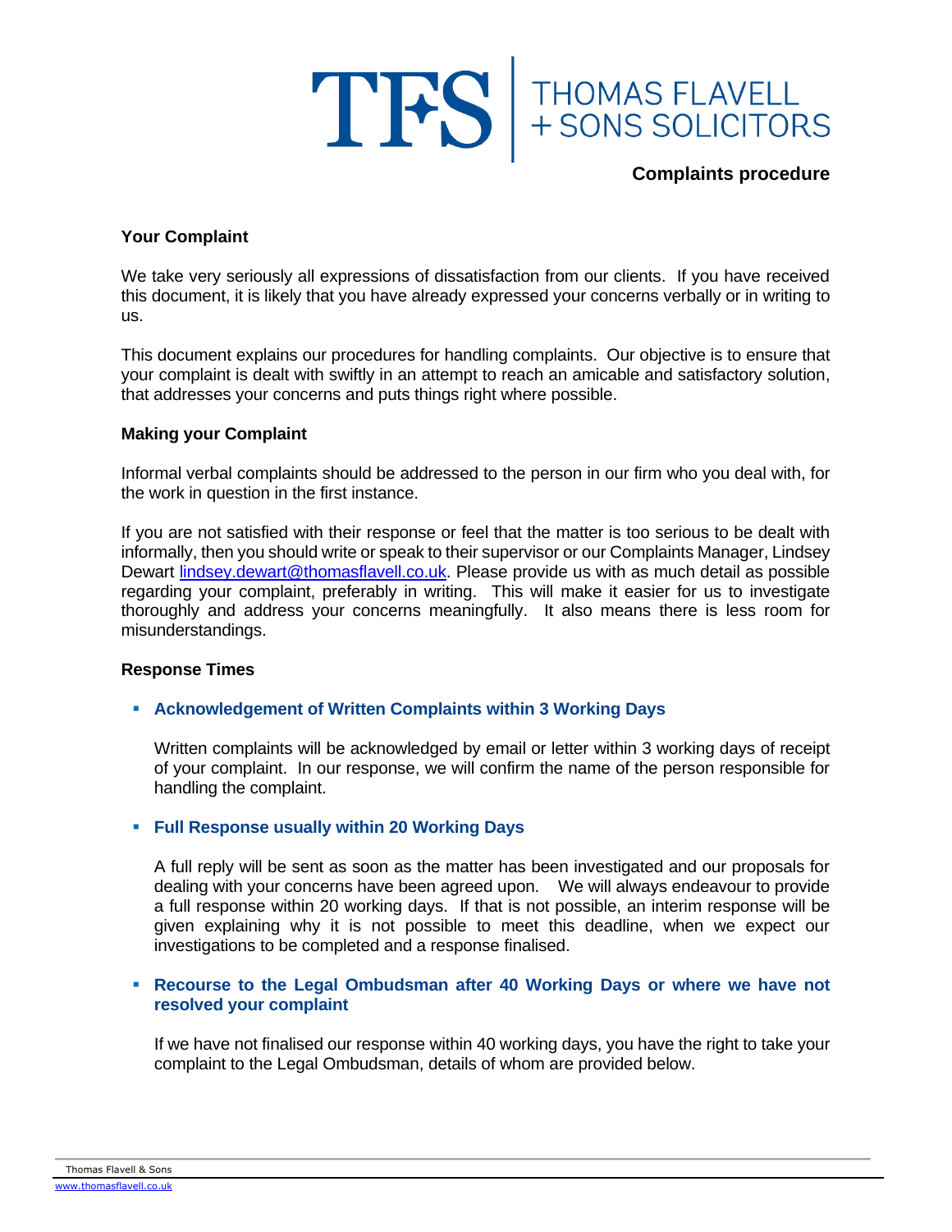TFS | THOMAS FLAVELL + SONS SOLICITORS

# Complaints procedure

## Your Complaint

We take very seriously all expressions of dissatisfaction from our clients. If you have received this document, it is likely that you have already expressed your concerns verbally or in writing to us.

This document explains our procedures for handling complaints. Our objective is to ensure that your complaint is dealt with swiftly in an attempt to reach an amicable and satisfactory solution, that addresses your concerns and puts things right where possible.

## Making your Complaint

Informal verbal complaints should be addressed to the person in our firm who you deal with, for the work in question in the first instance.

If you are not satisfied with their response or feel that the matter is too serious to be dealt with informally, then you should write or speak to their supervisor or our Complaints Manager, Lindsey Dewart lindsey.dewart@thomasflavell.co.uk. Please provide us with as much detail as possible regarding your complaint, preferably in writing. This will make it easier for us to investigate thoroughly and address your concerns meaningfully. It also means there is less room for misunderstandings.

## Response Times

- **Acknowledgement of Written Complaints within 3 Working Days**

  Written complaints will be acknowledged by email or letter within 3 working days of receipt of your complaint. In our response, we will confirm the name of the person responsible for handling the complaint.

- **Full Response usually within 20 Working Days**

  A full reply will be sent as soon as the matter has been investigated and our proposals for dealing with your concerns have been agreed upon. We will always endeavour to provide a full response within 20 working days. If that is not possible, an interim response will be given explaining why it is not possible to meet this deadline, when we expect our investigations to be completed and a response finalised.

- **Recourse to the Legal Ombudsman after 40 Working Days or where we have not resolved your complaint**

  If we have not finalised our response within 40 working days, you have the right to take your complaint to the Legal Ombudsman, details of whom are provided below.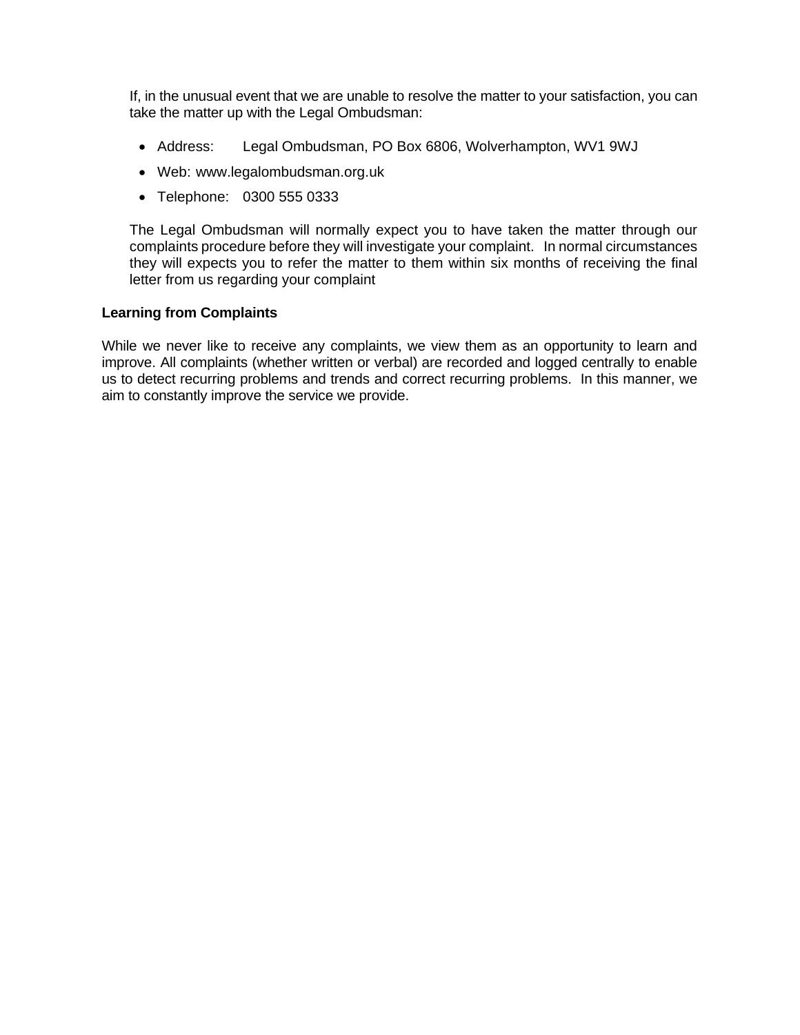If, in the unusual event that we are unable to resolve the matter to your satisfaction, you can take the matter up with the Legal Ombudsman:

- Address: Legal Ombudsman, PO Box 6806, Wolverhampton, WV1 9WJ
- Web: www.legalombudsman.org.uk
- Telephone: 0300 555 0333

The Legal Ombudsman will normally expect you to have taken the matter through our complaints procedure before they will investigate your complaint. In normal circumstances they will expects you to refer the matter to them within six months of receiving the final letter from us regarding your complaint

**Learning from Complaints**

While we never like to receive any complaints, we view them as an opportunity to learn and improve. All complaints (whether written or verbal) are recorded and logged centrally to enable us to detect recurring problems and trends and correct recurring problems. In this manner, we aim to constantly improve the service we provide.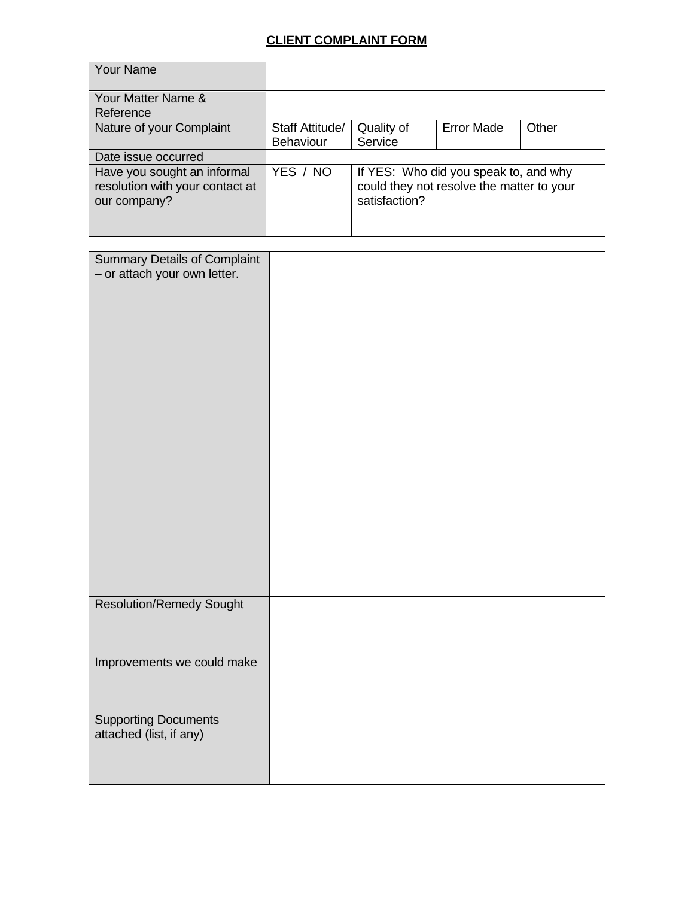**CLIENT COMPLAINT FORM**

| | | | | |
|---|---|---|---|---|
| Your Name | | | | |
| Your Matter Name & Reference | | | | |
| Nature of your Complaint | Staff Attitude/ Behaviour | Quality of Service | Error Made | Other |
| Date issue occurred | | | | |
| Have you sought an informal resolution with your contact at our company? | YES / NO | If YES: Who did you speak to, and why could they not resolve the matter to your satisfaction? | | |

| | |
|---|---|
| Summary Details of Complaint – or attach your own letter. | |
| Resolution/Remedy Sought | |
| Improvements we could make | |
| Supporting Documents attached (list, if any) | |